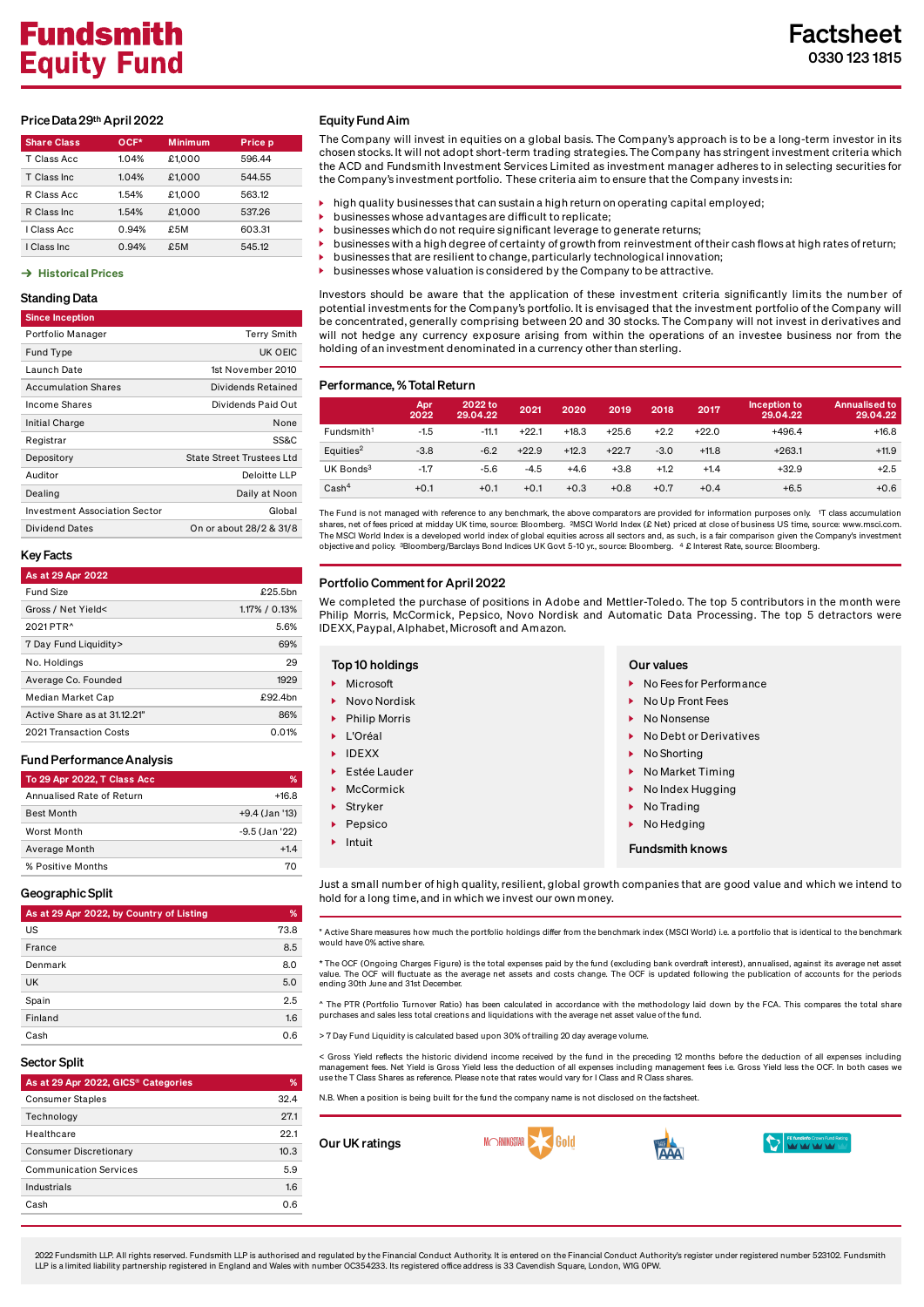# Fundsmith Equity Fund

# Factsheet

0330 123 1815

## Price Data 29th April 2022

| Share Class | OCF* | Minimum | Price p |
|---|---|---|---|
| T Class Acc | 1.04% | £1,000 | 596.44 |
| T Class Inc | 1.04% | £1,000 | 544.55 |
| R Class Acc | 1.54% | £1,000 | 563.12 |
| R Class Inc | 1.54% | £1,000 | 537.26 |
| I Class Acc | 0.94% | £5M | 603.31 |
| I Class Inc | 0.94% | £5M | 545.12 |

→ Historical Prices

## Standing Data

| Since Inception | |
|---|---|
| Portfolio Manager | Terry Smith |
| Fund Type | UK OEIC |
| Launch Date | 1st November 2010 |
| Accumulation Shares | Dividends Retained |
| Income Shares | Dividends Paid Out |
| Initial Charge | None |
| Registrar | SS&C |
| Depository | State Street Trustees Ltd |
| Auditor | Deloitte LLP |
| Dealing | Daily at Noon |
| Investment Association Sector | Global |
| Dividend Dates | On or about 28/2 & 31/8 |

## Key Facts

| As at 29 Apr 2022 | |
|---|---|
| Fund Size | £25.5bn |
| Gross / Net Yield< | 1.17% / 0.13% |
| 2021 PTR^ | 5.6% |
| 7 Day Fund Liquidity> | 69% |
| No. Holdings | 29 |
| Average Co. Founded | 1929 |
| Median Market Cap | £92.4bn |
| Active Share as at 31.12.21" | 86% |
| 2021 Transaction Costs | 0.01% |

## Fund Performance Analysis

| To 29 Apr 2022, T Class Acc | % |
|---|---|
| Annualised Rate of Return | +16.8 |
| Best Month | +9.4 (Jan '13) |
| Worst Month | -9.5 (Jan '22) |
| Average Month | +1.4 |
| % Positive Months | 70 |

## Geographic Split

| As at 29 Apr 2022, by Country of Listing | % |
|---|---|
| US | 73.8 |
| France | 8.5 |
| Denmark | 8.0 |
| UK | 5.0 |
| Spain | 2.5 |
| Finland | 1.6 |
| Cash | 0.6 |

## Sector Split

| As at 29 Apr 2022, GICS® Categories | % |
|---|---|
| Consumer Staples | 32.4 |
| Technology | 27.1 |
| Healthcare | 22.1 |
| Consumer Discretionary | 10.3 |
| Communication Services | 5.9 |
| Industrials | 1.6 |
| Cash | 0.6 |

## Equity Fund Aim

The Company will invest in equities on a global basis. The Company's approach is to be a long-term investor in its chosen stocks. It will not adopt short-term trading strategies. The Company has stringent investment criteria which the ACD and Fundsmith Investment Services Limited as investment manager adheres to in selecting securities for the Company's investment portfolio. These criteria aim to ensure that the Company invests in:

- high quality businesses that can sustain a high return on operating capital employed;
- businesses whose advantages are difficult to replicate;
- businesses which do not require significant leverage to generate returns;
- businesses with a high degree of certainty of growth from reinvestment of their cash flows at high rates of return;
- businesses that are resilient to change, particularly technological innovation;
- businesses whose valuation is considered by the Company to be attractive.

Investors should be aware that the application of these investment criteria significantly limits the number of potential investments for the Company's portfolio. It is envisaged that the investment portfolio of the Company will be concentrated, generally comprising between 20 and 30 stocks. The Company will not invest in derivatives and will not hedge any currency exposure arising from within the operations of an investee business nor from the holding of an investment denominated in a currency other than sterling.

## Performance, % Total Return

| | Apr 2022 | 2022 to 29.04.22 | 2021 | 2020 | 2019 | 2018 | 2017 | Inception to 29.04.22 | Annualised to 29.04.22 |
|---|---|---|---|---|---|---|---|---|---|
| Fundsmith[1] | -1.5 | -11.1 | +22.1 | +18.3 | +25.6 | +2.2 | +22.0 | +496.4 | +16.8 |
| Equities[2] | -3.8 | -6.2 | +22.9 | +12.3 | +22.7 | -3.0 | +11.8 | +263.1 | +11.9 |
| UK Bonds[3] | -1.7 | -5.6 | -4.5 | +4.6 | +3.8 | +1.2 | +1.4 | +32.9 | +2.5 |
| Cash[4] | +0.1 | +0.1 | +0.1 | +0.3 | +0.8 | +0.7 | +0.4 | +6.5 | +0.6 |

The Fund is not managed with reference to any benchmark, the above comparators are provided for information purposes only. [1]T class accumulation shares, net of fees priced at midday UK time, source: Bloomberg. [2]MSCI World Index (£ Net) priced at close of business US time, source: www.msci.com. The MSCI World Index is a developed world index of global equities across all sectors and, as such, is a fair comparison given the Company's investment objective and policy. [3]Bloomberg/Barclays Bond Indices UK Govt 5-10 yr., source: Bloomberg. [4] £ Interest Rate, source: Bloomberg.

## Portfolio Comment for April 2022

We completed the purchase of positions in Adobe and Mettler-Toledo. The top 5 contributors in the month were Philip Morris, McCormick, Pepsico, Novo Nordisk and Automatic Data Processing. The top 5 detractors were IDEXX, Paypal, Alphabet, Microsoft and Amazon.

### Top 10 holdings

- Microsoft
- Novo Nordisk
- Philip Morris
- L'Oréal
- IDEXX
- Estée Lauder
- McCormick
- Stryker
- Pepsico
- Intuit

### Our values

- No Fees for Performance
- No Up Front Fees
- No Nonsense
- No Debt or Derivatives
- No Shorting
- No Market Timing
- No Index Hugging
- No Trading
- No Hedging

**Fundsmith knows**

Just a small number of high quality, resilient, global growth companies that are good value and which we intend to hold for a long time, and in which we invest our own money.

" Active Share measures how much the portfolio holdings differ from the benchmark index (MSCI World) i.e. a portfolio that is identical to the benchmark would have 0% active share.

* The OCF (Ongoing Charges Figure) is the total expenses paid by the fund (excluding bank overdraft interest), annualised, against its average net asset value. The OCF will fluctuate as the average net assets and costs change. The OCF is updated following the publication of accounts for the periods ending 30th June and 31st December.

^ The PTR (Portfolio Turnover Ratio) has been calculated in accordance with the methodology laid down by the FCA. This compares the total share purchases and sales less total creations and liquidations with the average net asset value of the fund.

> 7 Day Fund Liquidity is calculated based upon 30% of trailing 20 day average volume.

< Gross Yield reflects the historic dividend income received by the fund in the preceding 12 months before the deduction of all expenses including management fees. Net Yield is Gross Yield less the deduction of all expenses including management fees i.e. Gross Yield less the OCF. In both cases we use the T Class Shares as reference. Please note that rates would vary for I Class and R Class shares.

N.B. When a position is being built for the fund the company name is not disclosed on the factsheet.

## Our UK ratings

Morningstar Gold · AAA · FE fundinfo Crown Fund Rating

2022 Fundsmith LLP. All rights reserved. Fundsmith LLP is authorised and regulated by the Financial Conduct Authority. It is entered on the Financial Conduct Authority's register under registered number 523102. Fundsmith LLP is a limited liability partnership registered in England and Wales with number OC354233. Its registered office address is 33 Cavendish Square, London, W1G 0PW.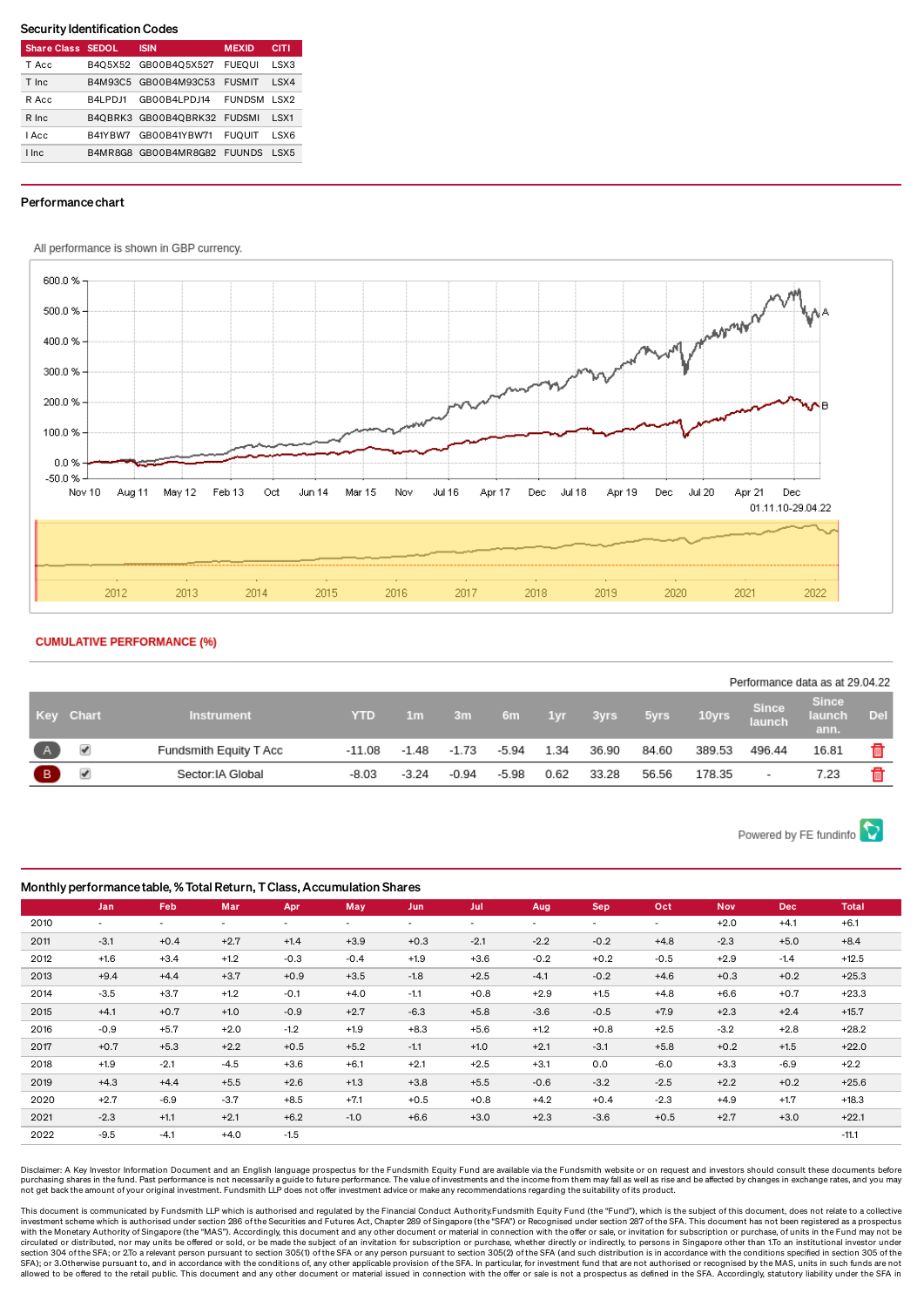## Security Identification Codes

| Share Class | SEDOL | ISIN | MEXID | CITI |
|---|---|---|---|---|
| T Acc | B4Q5X52 | GB00B4Q5X527 | FUEQUI | LSX3 |
| T Inc | B4M93C5 | GB00B4M93C53 | FUSMIT | LSX4 |
| R Acc | B4LPDJ1 | GB00B4LPDJ14 | FUNDSM | LSX2 |
| R Inc | B4QBRK3 | GB00B4QBRK32 | FUDSMI | LSX1 |
| I Acc | B41YBW7 | GB00B41YBW71 | FUQUIT | LSX6 |
| I Inc | B4MR8G8 | GB00B4MR8G82 | FUUNDS | LSX5 |

## Performance chart

All performance is shown in GBP currency.

600.0 %
500.0 %
400.0 %
300.0 %
200.0 %
100.0 %
0.0 %
-50.0 %

Nov 10 Aug 11 May 12 Feb 13 Oct Jun 14 Mar 15 Nov Jul 16 Apr 17 Dec Jul 18 Apr 19 Dec Jul 20 Apr 21 Dec

A
B

01.11.10-29.04.22

2012 2013 2014 2015 2016 2017 2018 2019 2020 2021 2022

**CUMULATIVE PERFORMANCE (%)**

Performance data as at 29.04.22

| Key | Chart | Instrument | YTD | 1m | 3m | 6m | 1yr | 3yrs | 5yrs | 10yrs | Since launch | Since launch ann. | Del |
|---|---|---|---|---|---|---|---|---|---|---|---|---|---|
| A | ✔ | Fundsmith Equity T Acc | -11.08 | -1.48 | -1.73 | -5.94 | 1.34 | 36.90 | 84.60 | 389.53 | 496.44 | 16.81 | |
| B | ✔ | Sector:IA Global | -8.03 | -3.24 | -0.94 | -5.98 | 0.62 | 33.28 | 56.56 | 178.35 | - | 7.23 | |

Powered by FE fundinfo

## Monthly performance table, % Total Return, T Class, Accumulation Shares

| | Jan | Feb | Mar | Apr | May | Jun | Jul | Aug | Sep | Oct | Nov | Dec | Total |
|---|---|---|---|---|---|---|---|---|---|---|---|---|---|
| 2010 | - | - | - | - | - | - | - | - | - | - | +2.0 | +4.1 | +6.1 |
| 2011 | -3.1 | +0.4 | +2.7 | +1.4 | +3.9 | +0.3 | -2.1 | -2.2 | -0.2 | +4.8 | -2.3 | +5.0 | +8.4 |
| 2012 | +1.6 | +3.4 | +1.2 | -0.3 | -0.4 | +1.9 | +3.6 | -0.2 | +0.2 | -0.5 | +2.9 | -1.4 | +12.5 |
| 2013 | +9.4 | +4.4 | +3.7 | +0.9 | +3.5 | -1.8 | +2.5 | -4.1 | -0.2 | +4.6 | +0.3 | +0.2 | +25.3 |
| 2014 | -3.5 | +3.7 | +1.2 | -0.1 | +4.0 | -1.1 | +0.8 | +2.9 | +1.5 | +4.8 | +6.6 | +0.7 | +23.3 |
| 2015 | +4.1 | +0.7 | +1.0 | -0.9 | +2.7 | -6.3 | +5.8 | -3.6 | -0.5 | +7.9 | +2.3 | +2.4 | +15.7 |
| 2016 | -0.9 | +5.7 | +2.0 | -1.2 | +1.9 | +8.3 | +5.6 | +1.2 | +0.8 | +2.5 | -3.2 | +2.8 | +28.2 |
| 2017 | +0.7 | +5.3 | +2.2 | +0.5 | +5.2 | -1.1 | +1.0 | +2.1 | -3.1 | +5.8 | +0.2 | +1.5 | +22.0 |
| 2018 | +1.9 | -2.1 | -4.5 | +3.6 | +6.1 | +2.1 | +2.5 | +3.1 | 0.0 | -6.0 | +3.3 | -6.9 | +2.2 |
| 2019 | +4.3 | +4.4 | +5.5 | +2.6 | +1.3 | +3.8 | +5.5 | -0.6 | -3.2 | -2.5 | +2.2 | +0.2 | +25.6 |
| 2020 | +2.7 | -6.9 | -3.7 | +8.5 | +7.1 | +0.5 | +0.8 | +4.2 | +0.4 | -2.3 | +4.9 | +1.7 | +18.3 |
| 2021 | -2.3 | +1.1 | +2.1 | +6.2 | -1.0 | +6.6 | +3.0 | +2.3 | -3.6 | +0.5 | +2.7 | +3.0 | +22.1 |
| 2022 | -9.5 | -4.1 | +4.0 | -1.5 | | | | | | | | | -11.1 |

Disclaimer: A Key Investor Information Document and an English language prospectus for the Fundsmith Equity Fund are available via the Fundsmith website or on request and investors should consult these documents before purchasing shares in the fund. Past performance is not necessarily a guide to future performance. The value of investments and the income from them may fall as well as rise and be affected by changes in exchange rates, and you may not get back the amount of your original investment. Fundsmith LLP does not offer investment advice or make any recommendations regarding the suitability of its product.

This document is communicated by Fundsmith LLP which is authorised and regulated by the Financial Conduct Authority.Fundsmith Equity Fund (the "Fund"), which is the subject of this document, does not relate to a collective investment scheme which is authorised under section 286 of the Securities and Futures Act, Chapter 289 of Singapore (the "SFA") or Recognised under section 287 of the SFA. This document has not been registered as a prospectus with the Monetary Authority of Singapore (the "MAS"). Accordingly, this document and any other document or material in connection with the offer or sale, or invitation for subscription or purchase, of units in the Fund may not be circulated or distributed, nor may units be offered or sold, or be made the subject of an invitation for subscription or purchase, whether directly or indirectly, to persons in Singapore other than 1.To an institutional investor under section 304 of the SFA; or 2.To a relevant person pursuant to section 305(1) of the SFA or any person pursuant to section 305(2) of the SFA (and such distribution is in accordance with the conditions specified in section 305 of the SFA); or 3.Otherwise pursuant to, and in accordance with the conditions of, any other applicable provision of the SFA. In particular, for investment fund that are not authorised or recognised by the MAS, units in such funds are not allowed to be offered to the retail public. This document and any other document or material issued in connection with the offer or sale is not a prospectus as defined in the SFA. Accordingly, statutory liability under the SFA in